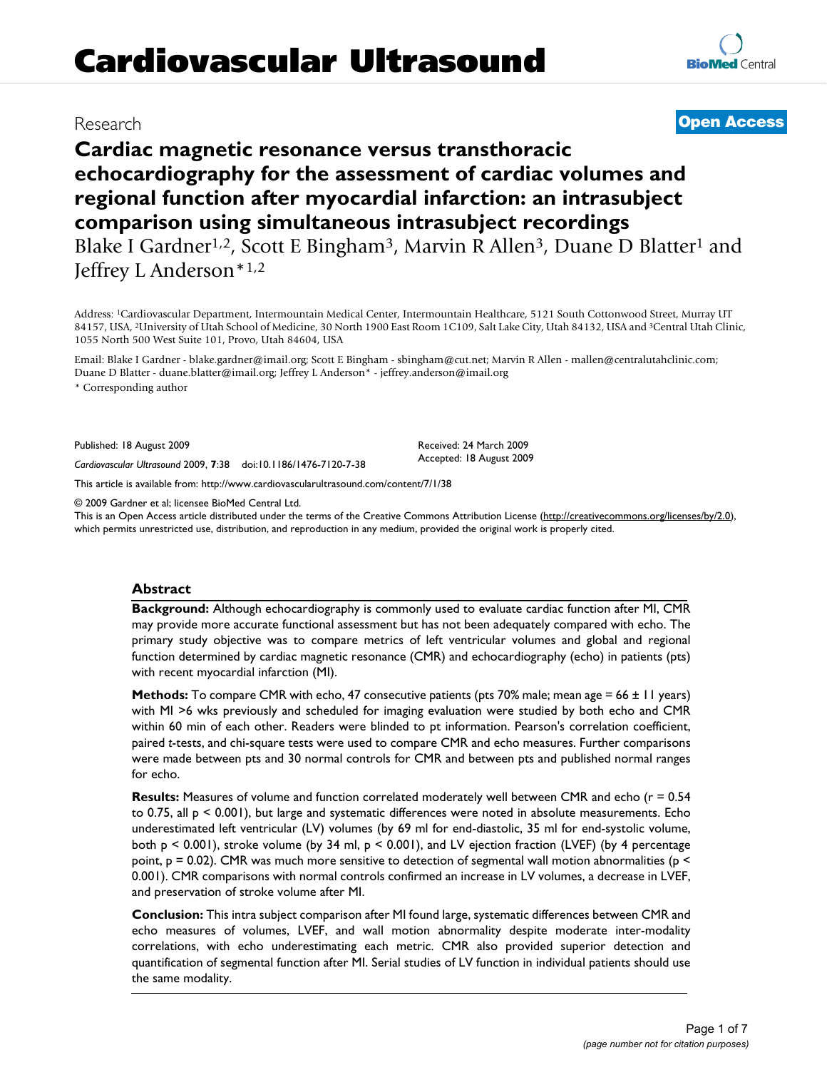Research

**Open Access**

# Cardiac magnetic resonance versus transthoracic echocardiography for the assessment of cardiac volumes and regional function after myocardial infarction: an intrasubject comparison using simultaneous intrasubject recordings

Blake I Gardner[1,2], Scott E Bingham[3], Marvin R Allen[3], Duane D Blatter[1] and Jeffrey L Anderson*[1,2]

Address: [1]Cardiovascular Department, Intermountain Medical Center, Intermountain Healthcare, 5121 South Cottonwood Street, Murray UT 84157, USA, [2]University of Utah School of Medicine, 30 North 1900 East Room 1C109, Salt Lake City, Utah 84132, USA and [3]Central Utah Clinic, 1055 North 500 West Suite 101, Provo, Utah 84604, USA

Email: Blake I Gardner - blake.gardner@imail.org; Scott E Bingham - sbingham@cut.net; Marvin R Allen - mallen@centralutahclinic.com; Duane D Blatter - duane.blatter@imail.org; Jeffrey L Anderson* - jeffrey.anderson@imail.org

* Corresponding author

Published: 18 August 2009

*Cardiovascular Ultrasound* 2009, **7**:38 doi:10.1186/1476-7120-7-38

Received: 24 March 2009
Accepted: 18 August 2009

This article is available from: http://www.cardiovascularultrasound.com/content/7/1/38

© 2009 Gardner et al; licensee BioMed Central Ltd.
This is an Open Access article distributed under the terms of the Creative Commons Attribution License (http://creativecommons.org/licenses/by/2.0), which permits unrestricted use, distribution, and reproduction in any medium, provided the original work is properly cited.

## Abstract

**Background:** Although echocardiography is commonly used to evaluate cardiac function after MI, CMR may provide more accurate functional assessment but has not been adequately compared with echo. The primary study objective was to compare metrics of left ventricular volumes and global and regional function determined by cardiac magnetic resonance (CMR) and echocardiography (echo) in patients (pts) with recent myocardial infarction (MI).

**Methods:** To compare CMR with echo, 47 consecutive patients (pts 70% male; mean age = 66 ± 11 years) with MI >6 wks previously and scheduled for imaging evaluation were studied by both echo and CMR within 60 min of each other. Readers were blinded to pt information. Pearson's correlation coefficient, paired *t*-tests, and chi-square tests were used to compare CMR and echo measures. Further comparisons were made between pts and 30 normal controls for CMR and between pts and published normal ranges for echo.

**Results:** Measures of volume and function correlated moderately well between CMR and echo ($r = 0.54$ to $0.75$, all $p < 0.001$), but large and systematic differences were noted in absolute measurements. Echo underestimated left ventricular (LV) volumes (by 69 ml for end-diastolic, 35 ml for end-systolic volume, both $p < 0.001$), stroke volume (by 34 ml, $p < 0.001$), and LV ejection fraction (LVEF) (by 4 percentage point, $p = 0.02$). CMR was much more sensitive to detection of segmental wall motion abnormalities ($p < 0.001$). CMR comparisons with normal controls confirmed an increase in LV volumes, a decrease in LVEF, and preservation of stroke volume after MI.

**Conclusion:** This intra subject comparison after MI found large, systematic differences between CMR and echo measures of volumes, LVEF, and wall motion abnormality despite moderate inter-modality correlations, with echo underestimating each metric. CMR also provided superior detection and quantification of segmental function after MI. Serial studies of LV function in individual patients should use the same modality.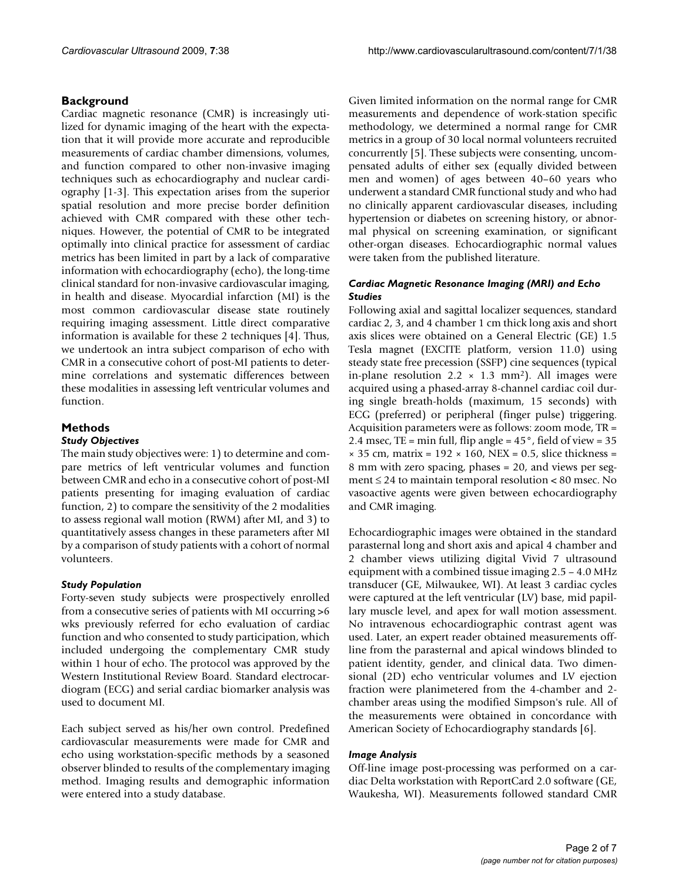## Background

Cardiac magnetic resonance (CMR) is increasingly utilized for dynamic imaging of the heart with the expectation that it will provide more accurate and reproducible measurements of cardiac chamber dimensions, volumes, and function compared to other non-invasive imaging techniques such as echocardiography and nuclear cardiography [1-3]. This expectation arises from the superior spatial resolution and more precise border definition achieved with CMR compared with these other techniques. However, the potential of CMR to be integrated optimally into clinical practice for assessment of cardiac metrics has been limited in part by a lack of comparative information with echocardiography (echo), the long-time clinical standard for non-invasive cardiovascular imaging, in health and disease. Myocardial infarction (MI) is the most common cardiovascular disease state routinely requiring imaging assessment. Little direct comparative information is available for these 2 techniques [4]. Thus, we undertook an intra subject comparison of echo with CMR in a consecutive cohort of post-MI patients to determine correlations and systematic differences between these modalities in assessing left ventricular volumes and function.

## Methods

### *Study Objectives*

The main study objectives were: 1) to determine and compare metrics of left ventricular volumes and function between CMR and echo in a consecutive cohort of post-MI patients presenting for imaging evaluation of cardiac function, 2) to compare the sensitivity of the 2 modalities to assess regional wall motion (RWM) after MI, and 3) to quantitatively assess changes in these parameters after MI by a comparison of study patients with a cohort of normal volunteers.

### *Study Population*

Forty-seven study subjects were prospectively enrolled from a consecutive series of patients with MI occurring >6 wks previously referred for echo evaluation of cardiac function and who consented to study participation, which included undergoing the complementary CMR study within 1 hour of echo. The protocol was approved by the Western Institutional Review Board. Standard electrocardiogram (ECG) and serial cardiac biomarker analysis was used to document MI.

Each subject served as his/her own control. Predefined cardiovascular measurements were made for CMR and echo using workstation-specific methods by a seasoned observer blinded to results of the complementary imaging method. Imaging results and demographic information were entered into a study database.

Given limited information on the normal range for CMR measurements and dependence of work-station specific methodology, we determined a normal range for CMR metrics in a group of 30 local normal volunteers recruited concurrently [5]. These subjects were consenting, uncompensated adults of either sex (equally divided between men and women) of ages between 40–60 years who underwent a standard CMR functional study and who had no clinically apparent cardiovascular diseases, including hypertension or diabetes on screening history, or abnormal physical on screening examination, or significant other-organ diseases. Echocardiographic normal values were taken from the published literature.

### *Cardiac Magnetic Resonance Imaging (MRI) and Echo Studies*

Following axial and sagittal localizer sequences, standard cardiac 2, 3, and 4 chamber 1 cm thick long axis and short axis slices were obtained on a General Electric (GE) 1.5 Tesla magnet (EXCITE platform, version 11.0) using steady state free precession (SSFP) cine sequences (typical in-plane resolution $2.2 \times 1.3$ mm$^2$). All images were acquired using a phased-array 8-channel cardiac coil during single breath-holds (maximum, 15 seconds) with ECG (preferred) or peripheral (finger pulse) triggering. Acquisition parameters were as follows: zoom mode, TR = 2.4 msec, TE = min full, flip angle = 45°, field of view = 35 $\times$ 35 cm, matrix = 192 $\times$ 160, NEX = 0.5, slice thickness = 8 mm with zero spacing, phases = 20, and views per segment $\leq$ 24 to maintain temporal resolution < 80 msec. No vasoactive agents were given between echocardiography and CMR imaging.

Echocardiographic images were obtained in the standard parasternal long and short axis and apical 4 chamber and 2 chamber views utilizing digital Vivid 7 ultrasound equipment with a combined tissue imaging 2.5 – 4.0 MHz transducer (GE, Milwaukee, WI). At least 3 cardiac cycles were captured at the left ventricular (LV) base, mid papillary muscle level, and apex for wall motion assessment. No intravenous echocardiographic contrast agent was used. Later, an expert reader obtained measurements offline from the parasternal and apical windows blinded to patient identity, gender, and clinical data. Two dimensional (2D) echo ventricular volumes and LV ejection fraction were planimetered from the 4-chamber and 2-chamber areas using the modified Simpson's rule. All of the measurements were obtained in concordance with American Society of Echocardiography standards [6].

### *Image Analysis*

Off-line image post-processing was performed on a cardiac Delta workstation with ReportCard 2.0 software (GE, Waukesha, WI). Measurements followed standard CMR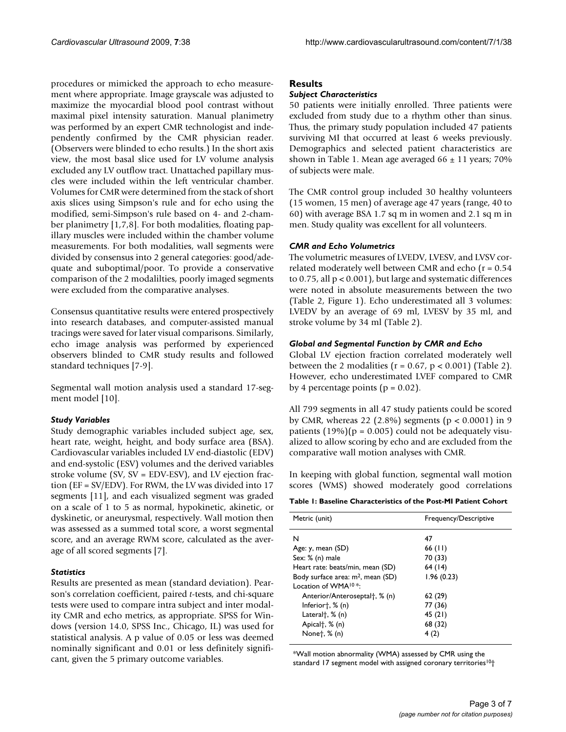procedures or mimicked the approach to echo measurement where appropriate. Image grayscale was adjusted to maximize the myocardial blood pool contrast without maximal pixel intensity saturation. Manual planimetry was performed by an expert CMR technologist and independently confirmed by the CMR physician reader. (Observers were blinded to echo results.) In the short axis view, the most basal slice used for LV volume analysis excluded any LV outflow tract. Unattached papillary muscles were included within the left ventricular chamber. Volumes for CMR were determined from the stack of short axis slices using Simpson's rule and for echo using the modified, semi-Simpson's rule based on 4- and 2-chamber planimetry [1,7,8]. For both modalities, floating papillary muscles were included within the chamber volume measurements. For both modalities, wall segments were divided by consensus into 2 general categories: good/adequate and suboptimal/poor. To provide a conservative comparison of the 2 modalilties, poorly imaged segments were excluded from the comparative analyses.

Consensus quantitative results were entered prospectively into research databases, and computer-assisted manual tracings were saved for later visual comparisons. Similarly, echo image analysis was performed by experienced observers blinded to CMR study results and followed standard techniques [7-9].

Segmental wall motion analysis used a standard 17-segment model [10].

### *Study Variables*

Study demographic variables included subject age, sex, heart rate, weight, height, and body surface area (BSA). Cardiovascular variables included LV end-diastolic (EDV) and end-systolic (ESV) volumes and the derived variables stroke volume (SV, SV = EDV-ESV), and LV ejection fraction (EF = SV/EDV). For RWM, the LV was divided into 17 segments [11], and each visualized segment was graded on a scale of 1 to 5 as normal, hypokinetic, akinetic, or dyskinetic, or aneurysmal, respectively. Wall motion then was assessed as a summed total score, a worst segmental score, and an average RWM score, calculated as the average of all scored segments [7].

### *Statistics*

Results are presented as mean (standard deviation). Pearson's correlation coefficient, paired *t*-tests, and chi-square tests were used to compare intra subject and inter modality CMR and echo metrics, as appropriate. SPSS for Windows (version 14.0, SPSS Inc., Chicago, IL) was used for statistical analysis. A p value of 0.05 or less was deemed nominally significant and 0.01 or less definitely significant, given the 5 primary outcome variables.

## Results

### *Subject Characteristics*

50 patients were initially enrolled. Three patients were excluded from study due to a rhythm other than sinus. Thus, the primary study population included 47 patients surviving MI that occurred at least 6 weeks previously. Demographics and selected patient characteristics are shown in Table 1. Mean age averaged 66 ± 11 years; 70% of subjects were male.

The CMR control group included 30 healthy volunteers (15 women, 15 men) of average age 47 years (range, 40 to 60) with average BSA 1.7 sq m in women and 2.1 sq m in men. Study quality was excellent for all volunteers.

### *CMR and Echo Volumetrics*

The volumetric measures of LVEDV, LVESV, and LVSV correlated moderately well between CMR and echo ($r = 0.54$ to 0.75, all $p < 0.001$), but large and systematic differences were noted in absolute measurements between the two (Table 2, Figure 1). Echo underestimated all 3 volumes: LVEDV by an average of 69 ml, LVESV by 35 ml, and stroke volume by 34 ml (Table 2).

### *Global and Segmental Function by CMR and Echo*

Global LV ejection fraction correlated moderately well between the 2 modalities ($r = 0.67$, $p < 0.001$) (Table 2). However, echo underestimated LVEF compared to CMR by 4 percentage points ($p = 0.02$).

All 799 segments in all 47 study patients could be scored by CMR, whereas 22 (2.8%) segments ($p < 0.0001$) in 9 patients (19%)($p = 0.005$) could not be adequately visualized to allow scoring by echo and are excluded from the comparative wall motion analyses with CMR.

In keeping with global function, segmental wall motion scores (WMS) showed moderately good correlations

**Table 1: Baseline Characteristics of the Post-MI Patient Cohort**

| Metric (unit) | Frequency/Descriptive |
| --- | --- |
| N | 47 |
| Age: y, mean (SD) | 66 (11) |
| Sex: % (n) male | 70 (33) |
| Heart rate: beats/min, mean (SD) | 64 (14) |
| Body surface area: $m^2$, mean (SD) | 1.96 (0.23) |
| Location of WMA[10]*: | |
| Anterior/Anteroseptal†, % (n) | 62 (29) |
| Inferior†, % (n) | 77 (36) |
| Lateral†, % (n) | 45 (21) |
| Apical†, % (n) | 68 (32) |
| None†, % (n) | 4 (2) |

*Wall motion abnormality (WMA) assessed by CMR using the standard 17 segment model with assigned coronary territories[10]†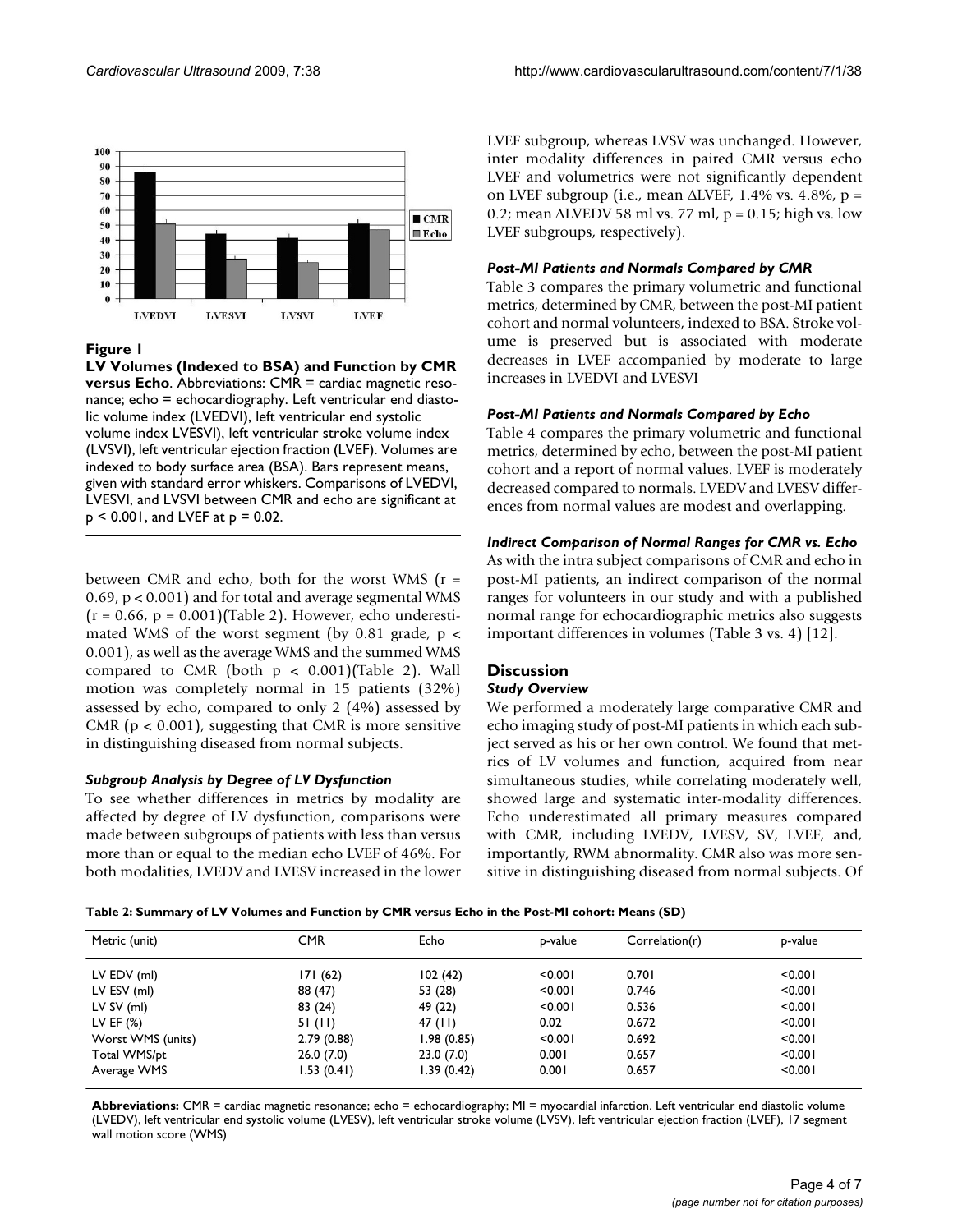100
90
80
70
60
50
40
30
20
10
0

LVEDVI LVESVI LVSVI LVEF

CMR
Echo

**Figure 1**

**LV Volumes (Indexed to BSA) and Function by CMR versus Echo**. Abbreviations: CMR = cardiac magnetic resonance; echo = echocardiography. Left ventricular end diastolic volume index (LVEDVI), left ventricular end systolic volume index LVESVI), left ventricular stroke volume index (LVSVI), left ventricular ejection fraction (LVEF). Volumes are indexed to body surface area (BSA). Bars represent means, given with standard error whiskers. Comparisons of LVEDVI, LVESVI, and LVSVI between CMR and echo are significant at $p < 0.001$, and LVEF at $p = 0.02$.

between CMR and echo, both for the worst WMS ($r = 0.69$, $p < 0.001$) and for total and average segmental WMS ($r = 0.66$, $p = 0.001$)(Table 2). However, echo underestimated WMS of the worst segment (by 0.81 grade, $p < 0.001$), as well as the average WMS and the summed WMS compared to CMR (both $p < 0.001$)(Table 2). Wall motion was completely normal in 15 patients (32%) assessed by echo, compared to only 2 (4%) assessed by CMR ($p < 0.001$), suggesting that CMR is more sensitive in distinguishing diseased from normal subjects.

### *Subgroup Analysis by Degree of LV Dysfunction*

To see whether differences in metrics by modality are affected by degree of LV dysfunction, comparisons were made between subgroups of patients with less than versus more than or equal to the median echo LVEF of 46%. For both modalities, LVEDV and LVESV increased in the lower LVEF subgroup, whereas LVSV was unchanged. However, inter modality differences in paired CMR versus echo LVEF and volumetrics were not significantly dependent on LVEF subgroup (i.e., mean ΔLVEF, 1.4% vs. 4.8%, $p = 0.2$; mean ΔLVEDV 58 ml vs. 77 ml, $p = 0.15$; high vs. low LVEF subgroups, respectively).

### *Post-MI Patients and Normals Compared by CMR*

Table 3 compares the primary volumetric and functional metrics, determined by CMR, between the post-MI patient cohort and normal volunteers, indexed to BSA. Stroke volume is preserved but is associated with moderate decreases in LVEF accompanied by moderate to large increases in LVEDVI and LVESVI

### *Post-MI Patients and Normals Compared by Echo*

Table 4 compares the primary volumetric and functional metrics, determined by echo, between the post-MI patient cohort and a report of normal values. LVEF is moderately decreased compared to normals. LVEDV and LVESV differences from normal values are modest and overlapping.

### *Indirect Comparison of Normal Ranges for CMR vs. Echo*

As with the intra subject comparisons of CMR and echo in post-MI patients, an indirect comparison of the normal ranges for volunteers in our study and with a published normal range for echocardiographic metrics also suggests important differences in volumes (Table 3 vs. 4) [12].

## Discussion

### *Study Overview*

We performed a moderately large comparative CMR and echo imaging study of post-MI patients in which each subject served as his or her own control. We found that metrics of LV volumes and function, acquired from near simultaneous studies, while correlating moderately well, showed large and systematic inter-modality differences. Echo underestimated all primary measures compared with CMR, including LVEDV, LVESV, SV, LVEF, and, importantly, RWM abnormality. CMR also was more sensitive in distinguishing diseased from normal subjects. Of

**Table 2: Summary of LV Volumes and Function by CMR versus Echo in the Post-MI cohort: Means (SD)**

| Metric (unit) | CMR | Echo | p-value | Correlation(r) | p-value |
|---|---|---|---|---|---|
| LV EDV (ml) | 171 (62) | 102 (42) | <0.001 | 0.701 | <0.001 |
| LV ESV (ml) | 88 (47) | 53 (28) | <0.001 | 0.746 | <0.001 |
| LV SV (ml) | 83 (24) | 49 (22) | <0.001 | 0.536 | <0.001 |
| LV EF (%) | 51 (11) | 47 (11) | 0.02 | 0.672 | <0.001 |
| Worst WMS (units) | 2.79 (0.88) | 1.98 (0.85) | <0.001 | 0.692 | <0.001 |
| Total WMS/pt | 26.0 (7.0) | 23.0 (7.0) | 0.001 | 0.657 | <0.001 |
| Average WMS | 1.53 (0.41) | 1.39 (0.42) | 0.001 | 0.657 | <0.001 |

**Abbreviations:** CMR = cardiac magnetic resonance; echo = echocardiography; MI = myocardial infarction. Left ventricular end diastolic volume (LVEDV), left ventricular end systolic volume (LVESV), left ventricular stroke volume (LVSV), left ventricular ejection fraction (LVEF), 17 segment wall motion score (WMS)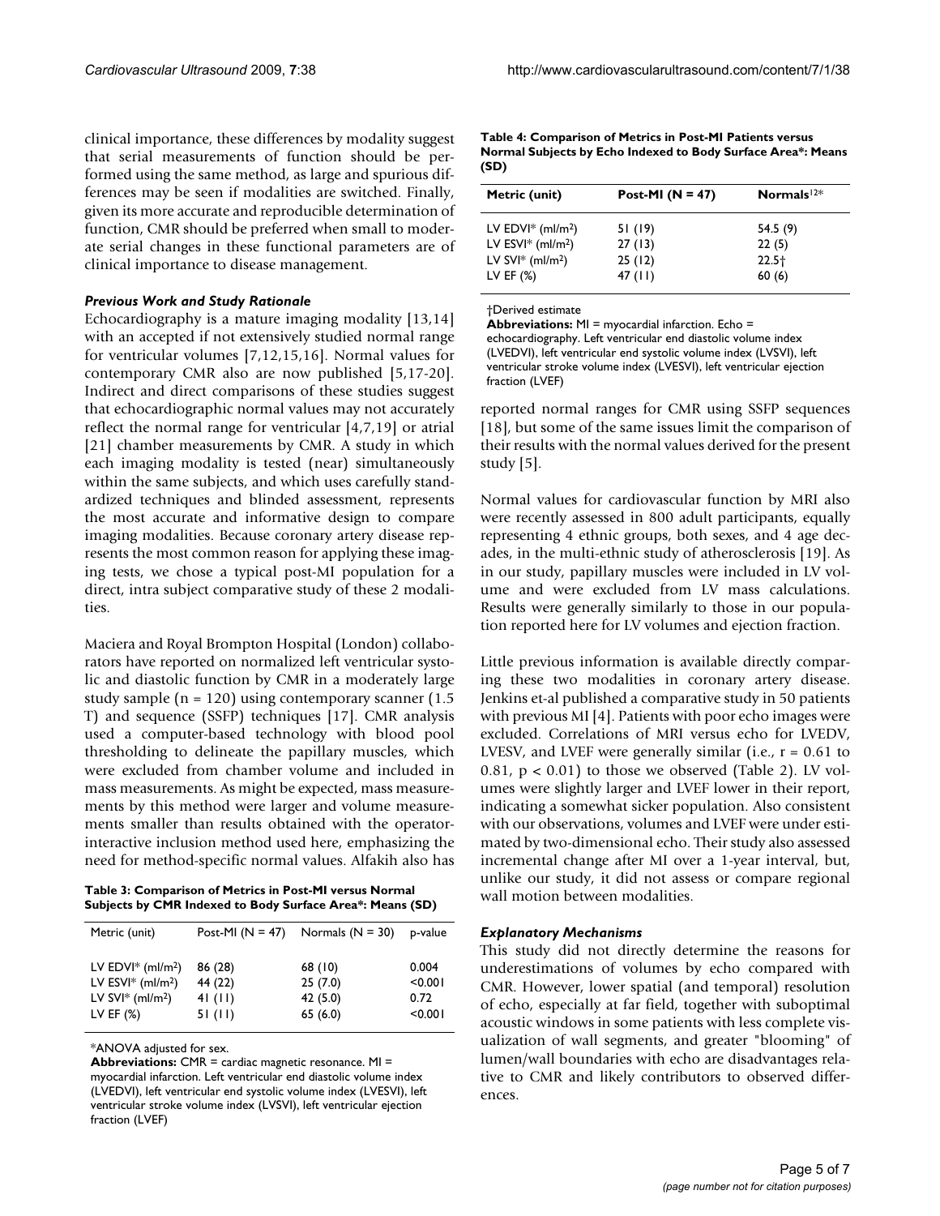clinical importance, these differences by modality suggest that serial measurements of function should be performed using the same method, as large and spurious differences may be seen if modalities are switched. Finally, given its more accurate and reproducible determination of function, CMR should be preferred when small to moderate serial changes in these functional parameters are of clinical importance to disease management.

### *Previous Work and Study Rationale*

Echocardiography is a mature imaging modality [13,14] with an accepted if not extensively studied normal range for ventricular volumes [7,12,15,16]. Normal values for contemporary CMR also are now published [5,17-20]. Indirect and direct comparisons of these studies suggest that echocardiographic normal values may not accurately reflect the normal range for ventricular [4,7,19] or atrial [21] chamber measurements by CMR. A study in which each imaging modality is tested (near) simultaneously within the same subjects, and which uses carefully standardized techniques and blinded assessment, represents the most accurate and informative design to compare imaging modalities. Because coronary artery disease represents the most common reason for applying these imaging tests, we chose a typical post-MI population for a direct, intra subject comparative study of these 2 modalities.

Maciera and Royal Brompton Hospital (London) collaborators have reported on normalized left ventricular systolic and diastolic function by CMR in a moderately large study sample (n = 120) using contemporary scanner (1.5 T) and sequence (SSFP) techniques [17]. CMR analysis used a computer-based technology with blood pool thresholding to delineate the papillary muscles, which were excluded from chamber volume and included in mass measurements. As might be expected, mass measurements by this method were larger and volume measurements smaller than results obtained with the operator-interactive inclusion method used here, emphasizing the need for method-specific normal values. Alfakih also has reported normal ranges for CMR using SSFP sequences [18], but some of the same issues limit the comparison of their results with the normal values derived for the present study [5].

**Table 3: Comparison of Metrics in Post-MI versus Normal Subjects by CMR Indexed to Body Surface Area\*: Means (SD)**

| Metric (unit) | Post-MI (N = 47) | Normals (N = 30) | p-value |
|---|---|---|---|
| LV EDVI* (ml/m$^2$) | 86 (28) | 68 (10) | 0.004 |
| LV ESVI* (ml/m$^2$) | 44 (22) | 25 (7.0) | <0.001 |
| LV SVI* (ml/m$^2$) | 41 (11) | 42 (5.0) | 0.72 |
| LV EF (%) | 51 (11) | 65 (6.0) | <0.001 |

*ANOVA adjusted for sex.

**Abbreviations:** CMR = cardiac magnetic resonance. MI = myocardial infarction. Left ventricular end diastolic volume index (LVEDVI), left ventricular end systolic volume index (LVESVI), left ventricular stroke volume index (LVSVI), left ventricular ejection fraction (LVEF)

**Table 4: Comparison of Metrics in Post-MI Patients versus Normal Subjects by Echo Indexed to Body Surface Area\*: Means (SD)**

| Metric (unit) | Post-MI (N = 47) | Normals[12]* |
|---|---|---|
| LV EDVI* (ml/m$^2$) | 51 (19) | 54.5 (9) |
| LV ESVI* (ml/m$^2$) | 27 (13) | 22 (5) |
| LV SVI* (ml/m$^2$) | 25 (12) | 22.5† |
| LV EF (%) | 47 (11) | 60 (6) |

†Derived estimate

**Abbreviations:** MI = myocardial infarction. Echo = echocardiography. Left ventricular end diastolic volume index (LVEDVI), left ventricular end systolic volume index (LVSVI), left ventricular stroke volume index (LVESVI), left ventricular ejection fraction (LVEF)

Normal values for cardiovascular function by MRI also were recently assessed in 800 adult participants, equally representing 4 ethnic groups, both sexes, and 4 age decades, in the multi-ethnic study of atherosclerosis [19]. As in our study, papillary muscles were included in LV volume and were excluded from LV mass calculations. Results were generally similarly to those in our population reported here for LV volumes and ejection fraction.

Little previous information is available directly comparing these two modalities in coronary artery disease. Jenkins et-al published a comparative study in 50 patients with previous MI [4]. Patients with poor echo images were excluded. Correlations of MRI versus echo for LVEDV, LVESV, and LVEF were generally similar (i.e., $r = 0.61$ to $0.81$, $p < 0.01$) to those we observed (Table 2). LV volumes were slightly larger and LVEF lower in their report, indicating a somewhat sicker population. Also consistent with our observations, volumes and LVEF were under estimated by two-dimensional echo. Their study also assessed incremental change after MI over a 1-year interval, but, unlike our study, it did not assess or compare regional wall motion between modalities.

### *Explanatory Mechanisms*

This study did not directly determine the reasons for underestimations of volumes by echo compared with CMR. However, lower spatial (and temporal) resolution of echo, especially at far field, together with suboptimal acoustic windows in some patients with less complete visualization of wall segments, and greater "blooming" of lumen/wall boundaries with echo are disadvantages relative to CMR and likely contributors to observed differences.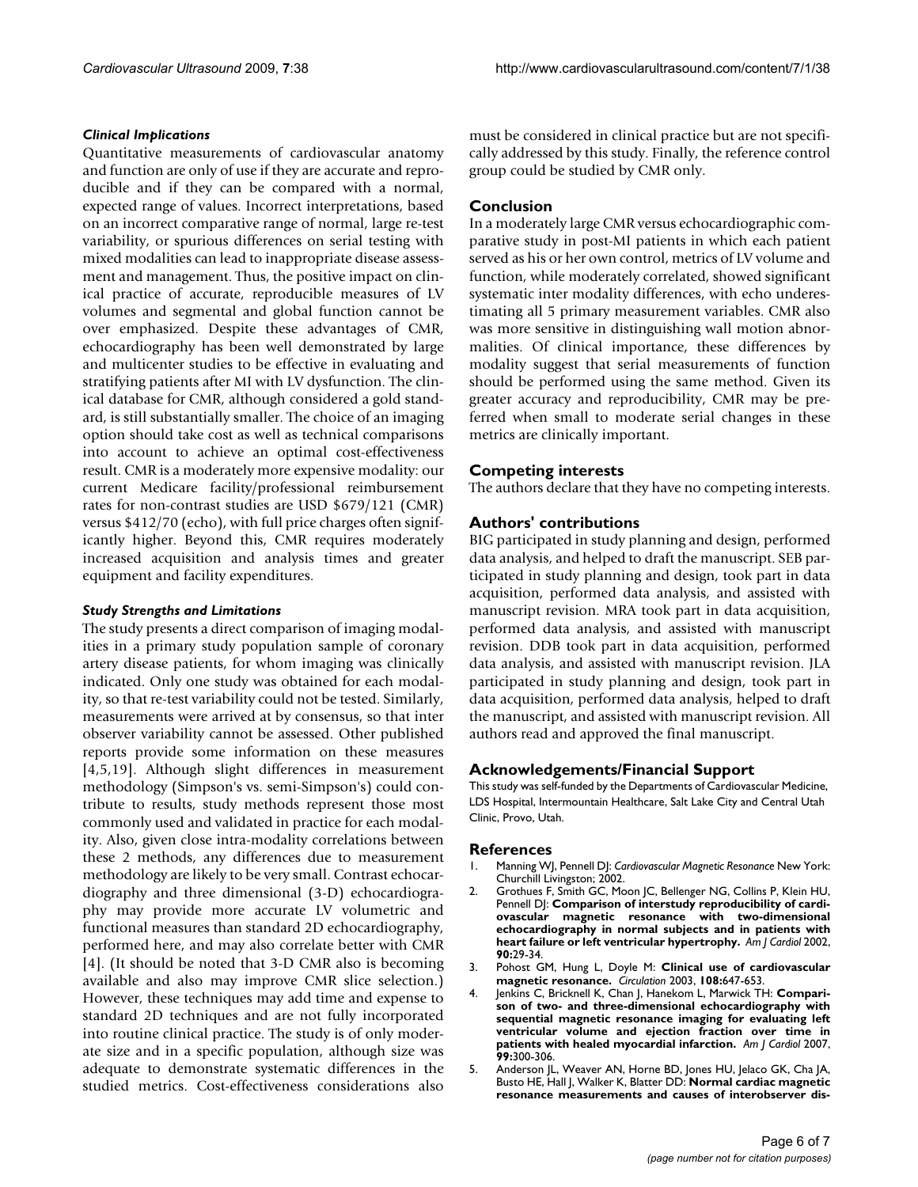### *Clinical Implications*

Quantitative measurements of cardiovascular anatomy and function are only of use if they are accurate and reproducible and if they can be compared with a normal, expected range of values. Incorrect interpretations, based on an incorrect comparative range of normal, large re-test variability, or spurious differences on serial testing with mixed modalities can lead to inappropriate disease assessment and management. Thus, the positive impact on clinical practice of accurate, reproducible measures of LV volumes and segmental and global function cannot be over emphasized. Despite these advantages of CMR, echocardiography has been well demonstrated by large and multicenter studies to be effective in evaluating and stratifying patients after MI with LV dysfunction. The clinical database for CMR, although considered a gold standard, is still substantially smaller. The choice of an imaging option should take cost as well as technical comparisons into account to achieve an optimal cost-effectiveness result. CMR is a moderately more expensive modality: our current Medicare facility/professional reimbursement rates for non-contrast studies are USD $679/121 (CMR) versus $412/70 (echo), with full price charges often significantly higher. Beyond this, CMR requires moderately increased acquisition and analysis times and greater equipment and facility expenditures.

### *Study Strengths and Limitations*

The study presents a direct comparison of imaging modalities in a primary study population sample of coronary artery disease patients, for whom imaging was clinically indicated. Only one study was obtained for each modality, so that re-test variability could not be tested. Similarly, measurements were arrived at by consensus, so that inter observer variability cannot be assessed. Other published reports provide some information on these measures [4,5,19]. Although slight differences in measurement methodology (Simpson's vs. semi-Simpson's) could contribute to results, study methods represent those most commonly used and validated in practice for each modality. Also, given close intra-modality correlations between these 2 methods, any differences due to measurement methodology are likely to be very small. Contrast echocardiography and three dimensional (3-D) echocardiography may provide more accurate LV volumetric and functional measures than standard 2D echocardiography, performed here, and may also correlate better with CMR [4]. (It should be noted that 3-D CMR also is becoming available and also may improve CMR slice selection.) However, these techniques may add time and expense to standard 2D techniques and are not fully incorporated into routine clinical practice. The study is of only moderate size and in a specific population, although size was adequate to demonstrate systematic differences in the studied metrics. Cost-effectiveness considerations also must be considered in clinical practice but are not specifically addressed by this study. Finally, the reference control group could be studied by CMR only.

## Conclusion

In a moderately large CMR versus echocardiographic comparative study in post-MI patients in which each patient served as his or her own control, metrics of LV volume and function, while moderately correlated, showed significant systematic inter modality differences, with echo underestimating all 5 primary measurement variables. CMR also was more sensitive in distinguishing wall motion abnormalities. Of clinical importance, these differences by modality suggest that serial measurements of function should be performed using the same method. Given its greater accuracy and reproducibility, CMR may be preferred when small to moderate serial changes in these metrics are clinically important.

## Competing interests

The authors declare that they have no competing interests.

## Authors' contributions

BIG participated in study planning and design, performed data analysis, and helped to draft the manuscript. SEB participated in study planning and design, took part in data acquisition, performed data analysis, and assisted with manuscript revision. MRA took part in data acquisition, performed data analysis, and assisted with manuscript revision. DDB took part in data acquisition, performed data analysis, and assisted with manuscript revision. JLA participated in study planning and design, took part in data acquisition, performed data analysis, helped to draft the manuscript, and assisted with manuscript revision. All authors read and approved the final manuscript.

## Acknowledgements/Financial Support

This study was self-funded by the Departments of Cardiovascular Medicine, LDS Hospital, Intermountain Healthcare, Salt Lake City and Central Utah Clinic, Provo, Utah.

## References

1. Manning WJ, Pennell DJ: *Cardiovascular Magnetic Resonance* New York: Churchill Livingston; 2002.
2. Grothues F, Smith GC, Moon JC, Bellenger NG, Collins P, Klein HU, Pennell DJ: **Comparison of interstudy reproducibility of cardiovascular magnetic resonance with two-dimensional echocardiography in normal subjects and in patients with heart failure or left ventricular hypertrophy.** *Am J Cardiol* 2002, **90:**29-34.
3. Pohost GM, Hung L, Doyle M: **Clinical use of cardiovascular magnetic resonance.** *Circulation* 2003, **108:**647-653.
4. Jenkins C, Bricknell K, Chan J, Hanekom L, Marwick TH: **Comparison of two- and three-dimensional echocardiography with sequential magnetic resonance imaging for evaluating left ventricular volume and ejection fraction over time in patients with healed myocardial infarction.** *Am J Cardiol* 2007, **99:**300-306.
5. Anderson JL, Weaver AN, Horne BD, Jones HU, Jelaco GK, Cha JA, Busto HE, Hall J, Walker K, Blatter DD: **Normal cardiac magnetic resonance measurements and causes of interobserver dis-**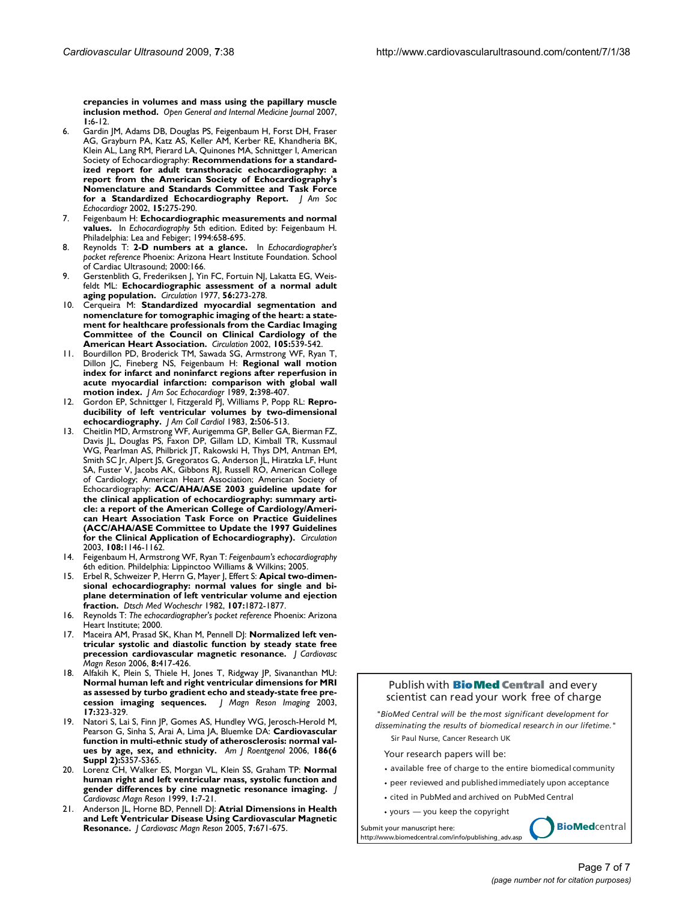crepancies in volumes and mass using the papillary muscle inclusion method.** *Open General and Internal Medicine Journal* 2007, **1**:6-12.

6. Gardin JM, Adams DB, Douglas PS, Feigenbaum H, Forst DH, Fraser AG, Grayburn PA, Katz AS, Keller AM, Kerber RE, Khandheria BK, Klein AL, Lang RM, Pierard LA, Quinones MA, Schnittger I, American Society of Echocardiography: **Recommendations for a standardized report for adult transthoracic echocardiography: a report from the American Society of Echocardiography's Nomenclature and Standards Committee and Task Force for a Standardized Echocardiography Report.** *J Am Soc Echocardiogr* 2002, **15**:275-290.
7. Feigenbaum H: **Echocardiographic measurements and normal values.** In *Echocardiography* 5th edition. Edited by: Feigenbaum H. Philadelphia: Lea and Febiger; 1994:658-695.
8. Reynolds T: **2-D numbers at a glance.** In *Echocardiographer's pocket reference* Phoenix: Arizona Heart Institute Foundation. School of Cardiac Ultrasound; 2000:166.
9. Gerstenblith G, Frederiksen J, Yin FC, Fortuin NJ, Lakatta EG, Weisfeldt ML: **Echocardiographic assessment of a normal adult aging population.** *Circulation* 1977, **56**:273-278.
10. Cerqueira M: **Standardized myocardial segmentation and nomenclature for tomographic imaging of the heart: a statement for healthcare professionals from the Cardiac Imaging Committee of the Council on Clinical Cardiology of the American Heart Association.** *Circulation* 2002, **105**:539-542.
11. Bourdillon PD, Broderick TM, Sawada SG, Armstrong WF, Ryan T, Dillon JC, Fineberg NS, Feigenbaum H: **Regional wall motion index for infarct and noninfarct regions after reperfusion in acute myocardial infarction: comparison with global wall motion index.** *J Am Soc Echocardiogr* 1989, **2**:398-407.
12. Gordon EP, Schnittger I, Fitzgerald PJ, Williams P, Popp RL: **Reproducibility of left ventricular volumes by two-dimensional echocardiography.** *J Am Coll Cardiol* 1983, **2**:506-513.
13. Cheitlin MD, Armstrong WF, Aurigemma GP, Beller GA, Bierman FZ, Davis JL, Douglas PS, Faxon DP, Gillam LD, Kimball TR, Kussmaul WG, Pearlman AS, Philbrick JT, Rakowski H, Thys DM, Antman EM, Smith SC Jr, Alpert JS, Gregoratos G, Anderson JL, Hiratzka LF, Hunt SA, Fuster V, Jacobs AK, Gibbons RJ, Russell RO, American College of Cardiology; American Heart Association; American Society of Echocardiography: **ACC/AHA/ASE 2003 guideline update for the clinical application of echocardiography: summary article: a report of the American College of Cardiology/American Heart Association Task Force on Practice Guidelines (ACC/AHA/ASE Committee to Update the 1997 Guidelines for the Clinical Application of Echocardiography).** *Circulation* 2003, **108**:1146-1162.
14. Feigenbaum H, Armstrong WF, Ryan T: *Feigenbaum's echocardiography* 6th edition. Phildelphia: Lippinctoo Williams & Wilkins; 2005.
15. Erbel R, Schweizer P, Herrn G, Mayer J, Effert S: **Apical two-dimensional echocardiography: normal values for single and biplane determination of left ventricular volume and ejection fraction.** *Dtsch Med Wocheschr* 1982, **107**:1872-1877.
16. Reynolds T: *The echocardiographer's pocket reference* Phoenix: Arizona Heart Institute; 2000.
17. Maceira AM, Prasad SK, Khan M, Pennell DJ: **Normalized left ventricular systolic and diastolic function by steady state free precession cardiovascular magnetic resonance.** *J Cardiovasc Magn Reson* 2006, **8**:417-426.
18. Alfakih K, Plein S, Thiele H, Jones T, Ridgway JP, Sivananthan MU: **Normal human left and right ventricular dimensions for MRI as assessed by turbo gradient echo and steady-state free precession imaging sequences.** *J Magn Reson Imaging* 2003, **17**:323-329.
19. Natori S, Lai S, Finn JP, Gomes AS, Hundley WG, Jerosch-Herold M, Pearson G, Sinha S, Arai A, Lima JA, Bluemke DA: **Cardiovascular function in multi-ethnic study of atherosclerosis: normal values by age, sex, and ethnicity.** *Am J Roentgenol* 2006, **186(6 Suppl 2)**:S357-S365.
20. Lorenz CH, Walker ES, Morgan VL, Klein SS, Graham TP: **Normal human right and left ventricular mass, systolic function and gender differences by cine magnetic resonance imaging.** *J Cardiovasc Magn Reson* 1999, **1**:7-21.
21. Anderson JL, Horne BD, Pennell DJ: **Atrial Dimensions in Health and Left Ventricular Disease Using Cardiovascular Magnetic Resonance.** *J Cardiovasc Magn Reson* 2005, **7**:671-675.

Publish with **BioMed Central** and every scientist can read your work free of charge

*"BioMed Central will be the most significant development for disseminating the results of biomedical research in our lifetime."*

Sir Paul Nurse, Cancer Research UK

Your research papers will be:

- available free of charge to the entire biomedical community
- peer reviewed and published immediately upon acceptance
- cited in PubMed and archived on PubMed Central
- yours — you keep the copyright

Submit your manuscript here:
http://www.biomedcentral.com/info/publishing_adv.asp

**BioMed**central